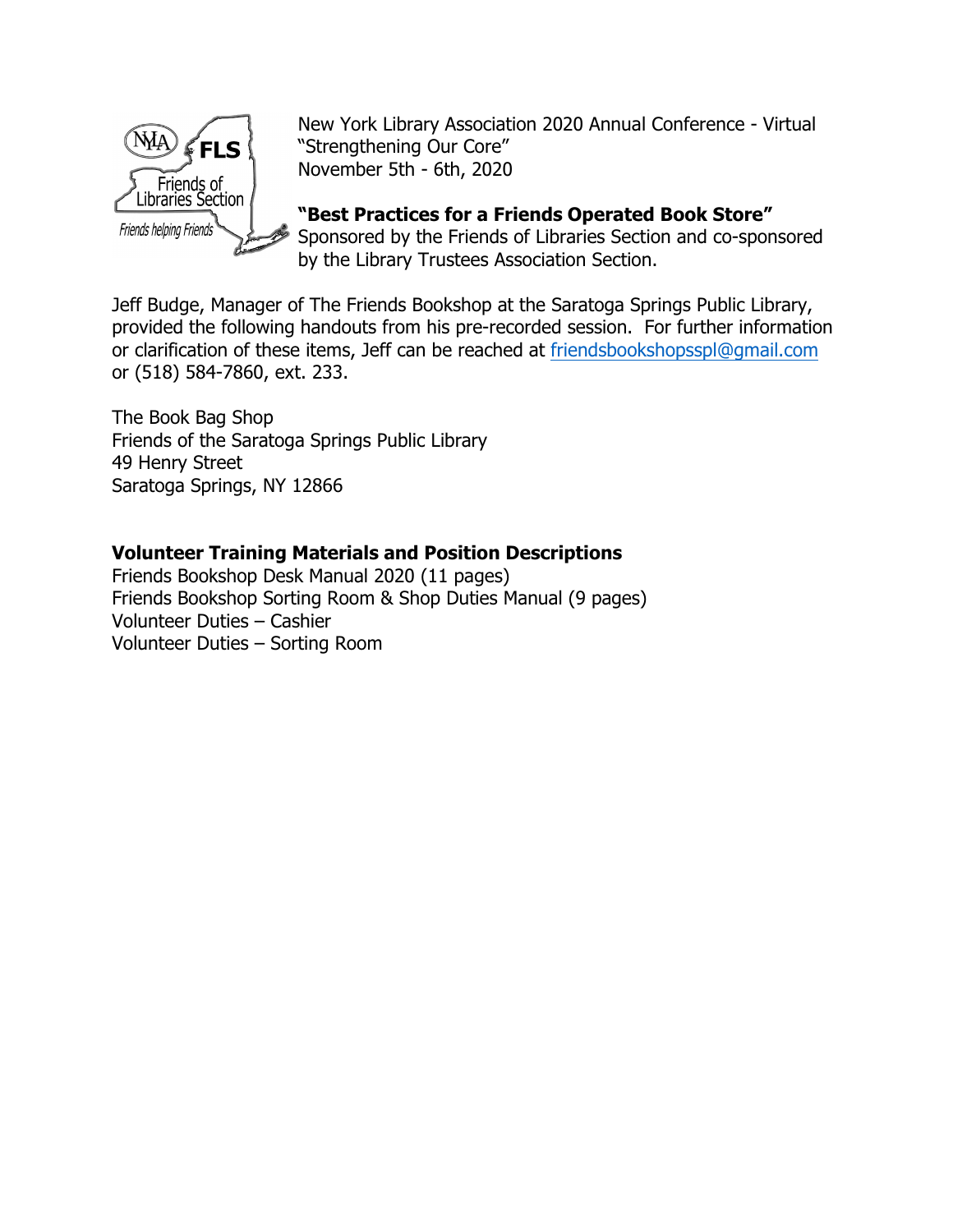New York Library Association 2020 Annual Conference - Virtual
"Strengthening Our Core"
November 5th - 6th, 2020

**"Best Practices for a Friends Operated Book Store"**
Sponsored by the Friends of Libraries Section and co-sponsored by the Library Trustees Association Section.

Jeff Budge, Manager of The Friends Bookshop at the Saratoga Springs Public Library, provided the following handouts from his pre-recorded session. For further information or clarification of these items, Jeff can be reached at friendsbookshopsspl@gmail.com or (518) 584-7860, ext. 233.

The Book Bag Shop
Friends of the Saratoga Springs Public Library
49 Henry Street
Saratoga Springs, NY 12866

**Volunteer Training Materials and Position Descriptions**
Friends Bookshop Desk Manual 2020 (11 pages)
Friends Bookshop Sorting Room & Shop Duties Manual (9 pages)
Volunteer Duties – Cashier
Volunteer Duties – Sorting Room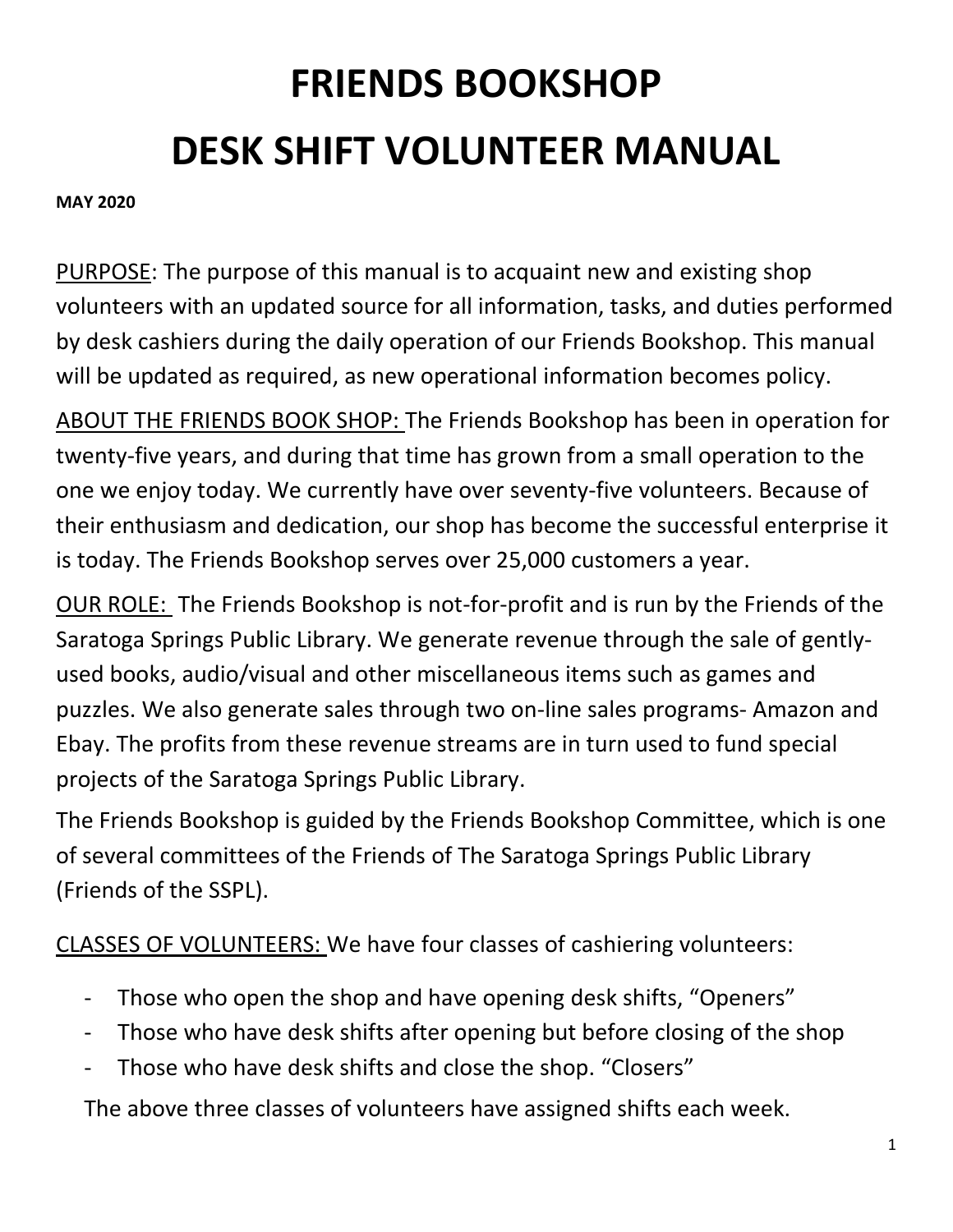# FRIENDS BOOKSHOP

# DESK SHIFT VOLUNTEER MANUAL

**MAY 2020**

PURPOSE: The purpose of this manual is to acquaint new and existing shop volunteers with an updated source for all information, tasks, and duties performed by desk cashiers during the daily operation of our Friends Bookshop. This manual will be updated as required, as new operational information becomes policy.

ABOUT THE FRIENDS BOOK SHOP: The Friends Bookshop has been in operation for twenty-five years, and during that time has grown from a small operation to the one we enjoy today. We currently have over seventy-five volunteers. Because of their enthusiasm and dedication, our shop has become the successful enterprise it is today. The Friends Bookshop serves over 25,000 customers a year.

OUR ROLE: The Friends Bookshop is not-for-profit and is run by the Friends of the Saratoga Springs Public Library. We generate revenue through the sale of gently-used books, audio/visual and other miscellaneous items such as games and puzzles. We also generate sales through two on-line sales programs- Amazon and Ebay. The profits from these revenue streams are in turn used to fund special projects of the Saratoga Springs Public Library.

The Friends Bookshop is guided by the Friends Bookshop Committee, which is one of several committees of the Friends of The Saratoga Springs Public Library (Friends of the SSPL).

CLASSES OF VOLUNTEERS: We have four classes of cashiering volunteers:

- Those who open the shop and have opening desk shifts, "Openers"
- Those who have desk shifts after opening but before closing of the shop
- Those who have desk shifts and close the shop. "Closers"

The above three classes of volunteers have assigned shifts each week.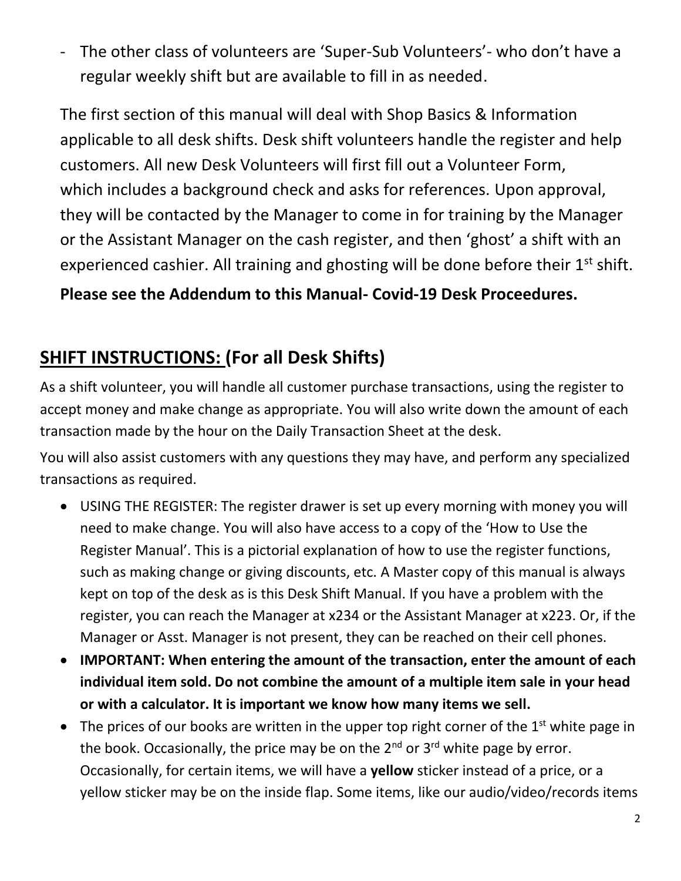- The other class of volunteers are 'Super-Sub Volunteers'- who don't have a regular weekly shift but are available to fill in as needed.

The first section of this manual will deal with Shop Basics & Information applicable to all desk shifts. Desk shift volunteers handle the register and help customers. All new Desk Volunteers will first fill out a Volunteer Form, which includes a background check and asks for references. Upon approval, they will be contacted by the Manager to come in for training by the Manager or the Assistant Manager on the cash register, and then 'ghost' a shift with an experienced cashier. All training and ghosting will be done before their 1st shift.

**Please see the Addendum to this Manual- Covid-19 Desk Proceedures.**

## <u>SHIFT INSTRUCTIONS:</u> (For all Desk Shifts)

As a shift volunteer, you will handle all customer purchase transactions, using the register to accept money and make change as appropriate. You will also write down the amount of each transaction made by the hour on the Daily Transaction Sheet at the desk.

You will also assist customers with any questions they may have, and perform any specialized transactions as required.

- USING THE REGISTER: The register drawer is set up every morning with money you will need to make change. You will also have access to a copy of the 'How to Use the Register Manual'. This is a pictorial explanation of how to use the register functions, such as making change or giving discounts, etc. A Master copy of this manual is always kept on top of the desk as is this Desk Shift Manual. If you have a problem with the register, you can reach the Manager at x234 or the Assistant Manager at x223. Or, if the Manager or Asst. Manager is not present, they can be reached on their cell phones.
- **IMPORTANT: When entering the amount of the transaction, enter the amount of each individual item sold. Do not combine the amount of a multiple item sale in your head or with a calculator. It is important we know how many items we sell.**
- The prices of our books are written in the upper top right corner of the 1st white page in the book. Occasionally, the price may be on the 2nd or 3rd white page by error. Occasionally, for certain items, we will have a **yellow** sticker instead of a price, or a yellow sticker may be on the inside flap. Some items, like our audio/video/records items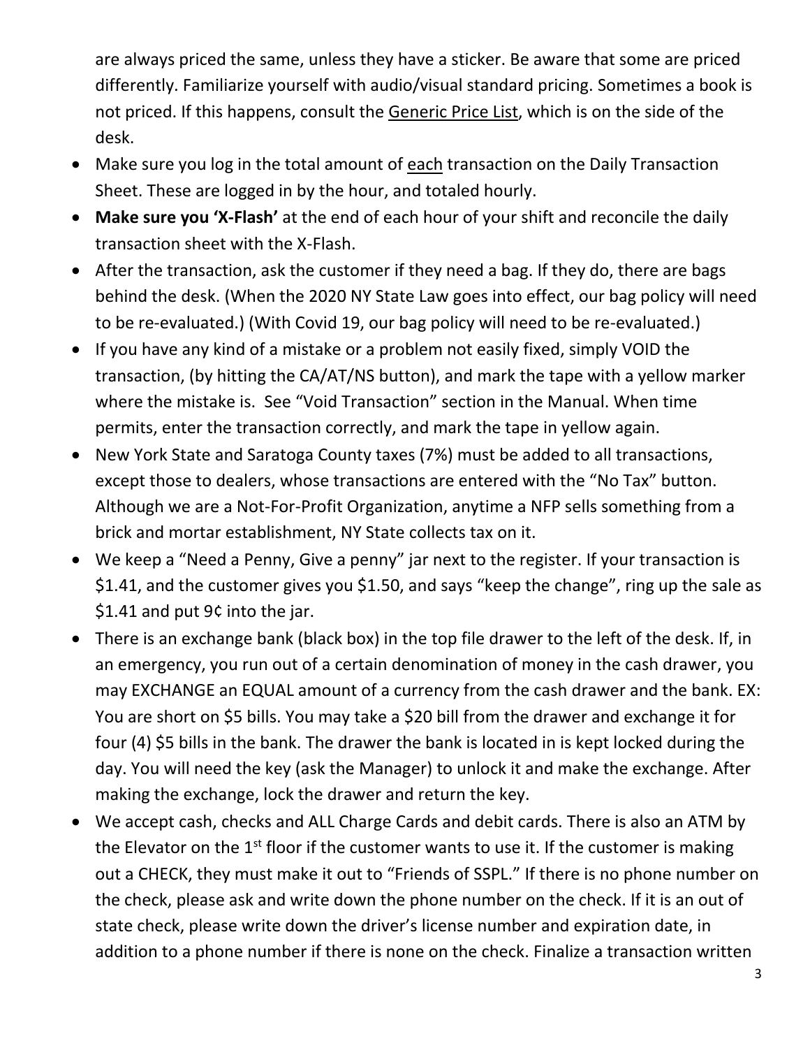are always priced the same, unless they have a sticker. Be aware that some are priced differently. Familiarize yourself with audio/visual standard pricing. Sometimes a book is not priced. If this happens, consult the <u>Generic Price List</u>, which is on the side of the desk.

- Make sure you log in the total amount of <u>each</u> transaction on the Daily Transaction Sheet. These are logged in by the hour, and totaled hourly.
- **Make sure you 'X-Flash'** at the end of each hour of your shift and reconcile the daily transaction sheet with the X-Flash.
- After the transaction, ask the customer if they need a bag. If they do, there are bags behind the desk. (When the 2020 NY State Law goes into effect, our bag policy will need to be re-evaluated.) (With Covid 19, our bag policy will need to be re-evaluated.)
- If you have any kind of a mistake or a problem not easily fixed, simply VOID the transaction, (by hitting the CA/AT/NS button), and mark the tape with a yellow marker where the mistake is. See "Void Transaction" section in the Manual. When time permits, enter the transaction correctly, and mark the tape in yellow again.
- New York State and Saratoga County taxes (7%) must be added to all transactions, except those to dealers, whose transactions are entered with the "No Tax" button. Although we are a Not-For-Profit Organization, anytime a NFP sells something from a brick and mortar establishment, NY State collects tax on it.
- We keep a "Need a Penny, Give a penny" jar next to the register. If your transaction is \$1.41, and the customer gives you \$1.50, and says "keep the change", ring up the sale as \$1.41 and put 9¢ into the jar.
- There is an exchange bank (black box) in the top file drawer to the left of the desk. If, in an emergency, you run out of a certain denomination of money in the cash drawer, you may EXCHANGE an EQUAL amount of a currency from the cash drawer and the bank. EX: You are short on \$5 bills. You may take a \$20 bill from the drawer and exchange it for four (4) \$5 bills in the bank. The drawer the bank is located in is kept locked during the day. You will need the key (ask the Manager) to unlock it and make the exchange. After making the exchange, lock the drawer and return the key.
- We accept cash, checks and ALL Charge Cards and debit cards. There is also an ATM by the Elevator on the 1st floor if the customer wants to use it. If the customer is making out a CHECK, they must make it out to "Friends of SSPL." If there is no phone number on the check, please ask and write down the phone number on the check. If it is an out of state check, please write down the driver's license number and expiration date, in addition to a phone number if there is none on the check. Finalize a transaction written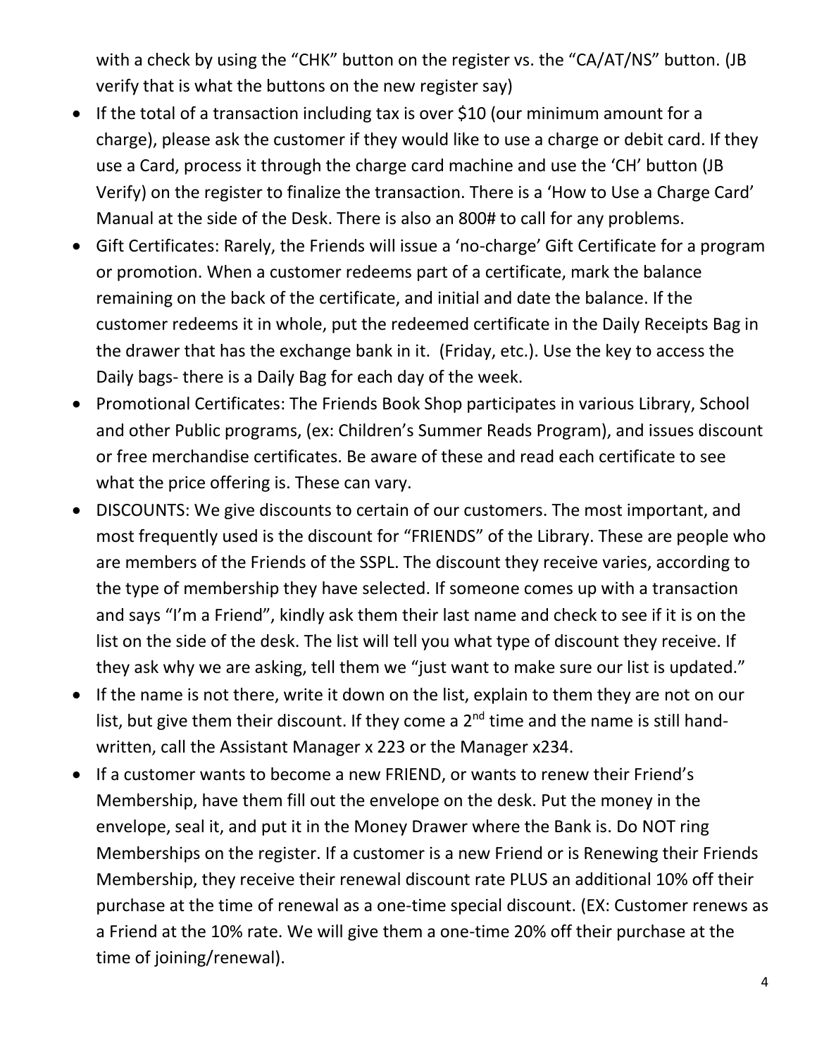with a check by using the "CHK" button on the register vs. the "CA/AT/NS" button. (JB verify that is what the buttons on the new register say)

- If the total of a transaction including tax is over $10 (our minimum amount for a charge), please ask the customer if they would like to use a charge or debit card. If they use a Card, process it through the charge card machine and use the 'CH' button (JB Verify) on the register to finalize the transaction. There is a 'How to Use a Charge Card' Manual at the side of the Desk. There is also an 800# to call for any problems.
- Gift Certificates: Rarely, the Friends will issue a 'no-charge' Gift Certificate for a program or promotion. When a customer redeems part of a certificate, mark the balance remaining on the back of the certificate, and initial and date the balance. If the customer redeems it in whole, put the redeemed certificate in the Daily Receipts Bag in the drawer that has the exchange bank in it. (Friday, etc.). Use the key to access the Daily bags- there is a Daily Bag for each day of the week.
- Promotional Certificates: The Friends Book Shop participates in various Library, School and other Public programs, (ex: Children's Summer Reads Program), and issues discount or free merchandise certificates. Be aware of these and read each certificate to see what the price offering is. These can vary.
- DISCOUNTS: We give discounts to certain of our customers. The most important, and most frequently used is the discount for "FRIENDS" of the Library. These are people who are members of the Friends of the SSPL. The discount they receive varies, according to the type of membership they have selected. If someone comes up with a transaction and says "I'm a Friend", kindly ask them their last name and check to see if it is on the list on the side of the desk. The list will tell you what type of discount they receive. If they ask why we are asking, tell them we "just want to make sure our list is updated."
- If the name is not there, write it down on the list, explain to them they are not on our list, but give them their discount. If they come a 2nd time and the name is still hand-written, call the Assistant Manager x 223 or the Manager x234.
- If a customer wants to become a new FRIEND, or wants to renew their Friend's Membership, have them fill out the envelope on the desk. Put the money in the envelope, seal it, and put it in the Money Drawer where the Bank is. Do NOT ring Memberships on the register. If a customer is a new Friend or is Renewing their Friends Membership, they receive their renewal discount rate PLUS an additional 10% off their purchase at the time of renewal as a one-time special discount. (EX: Customer renews as a Friend at the 10% rate. We will give them a one-time 20% off their purchase at the time of joining/renewal).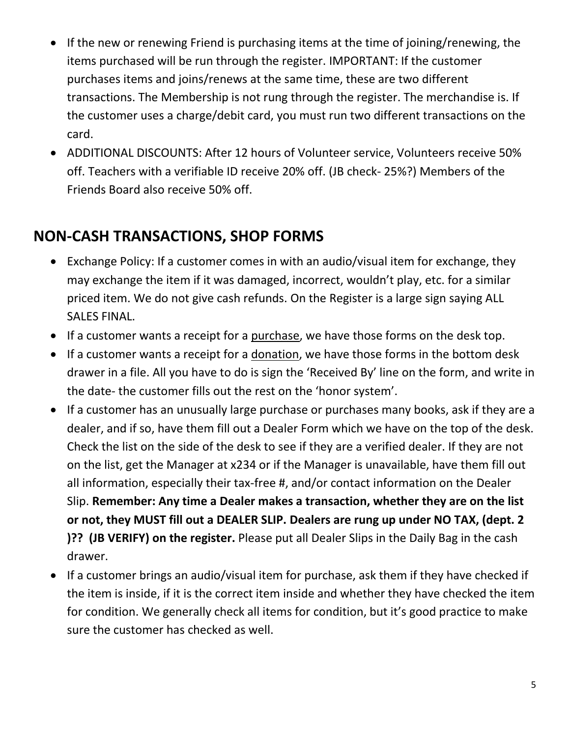- If the new or renewing Friend is purchasing items at the time of joining/renewing, the items purchased will be run through the register. IMPORTANT: If the customer purchases items and joins/renews at the same time, these are two different transactions. The Membership is not rung through the register. The merchandise is. If the customer uses a charge/debit card, you must run two different transactions on the card.
- ADDITIONAL DISCOUNTS: After 12 hours of Volunteer service, Volunteers receive 50% off. Teachers with a verifiable ID receive 20% off. (JB check- 25%?) Members of the Friends Board also receive 50% off.

## NON-CASH TRANSACTIONS, SHOP FORMS

- Exchange Policy: If a customer comes in with an audio/visual item for exchange, they may exchange the item if it was damaged, incorrect, wouldn't play, etc. for a similar priced item. We do not give cash refunds. On the Register is a large sign saying ALL SALES FINAL.
- If a customer wants a receipt for a <u>purchase</u>, we have those forms on the desk top.
- If a customer wants a receipt for a <u>donation</u>, we have those forms in the bottom desk drawer in a file. All you have to do is sign the 'Received By' line on the form, and write in the date- the customer fills out the rest on the 'honor system'.
- If a customer has an unusually large purchase or purchases many books, ask if they are a dealer, and if so, have them fill out a Dealer Form which we have on the top of the desk. Check the list on the side of the desk to see if they are a verified dealer. If they are not on the list, get the Manager at x234 or if the Manager is unavailable, have them fill out all information, especially their tax-free #, and/or contact information on the Dealer Slip. **Remember: Any time a Dealer makes a transaction, whether they are on the list or not, they MUST fill out a DEALER SLIP. Dealers are rung up under NO TAX, (dept. 2 )?? (JB VERIFY) on the register.** Please put all Dealer Slips in the Daily Bag in the cash drawer.
- If a customer brings an audio/visual item for purchase, ask them if they have checked if the item is inside, if it is the correct item inside and whether they have checked the item for condition. We generally check all items for condition, but it's good practice to make sure the customer has checked as well.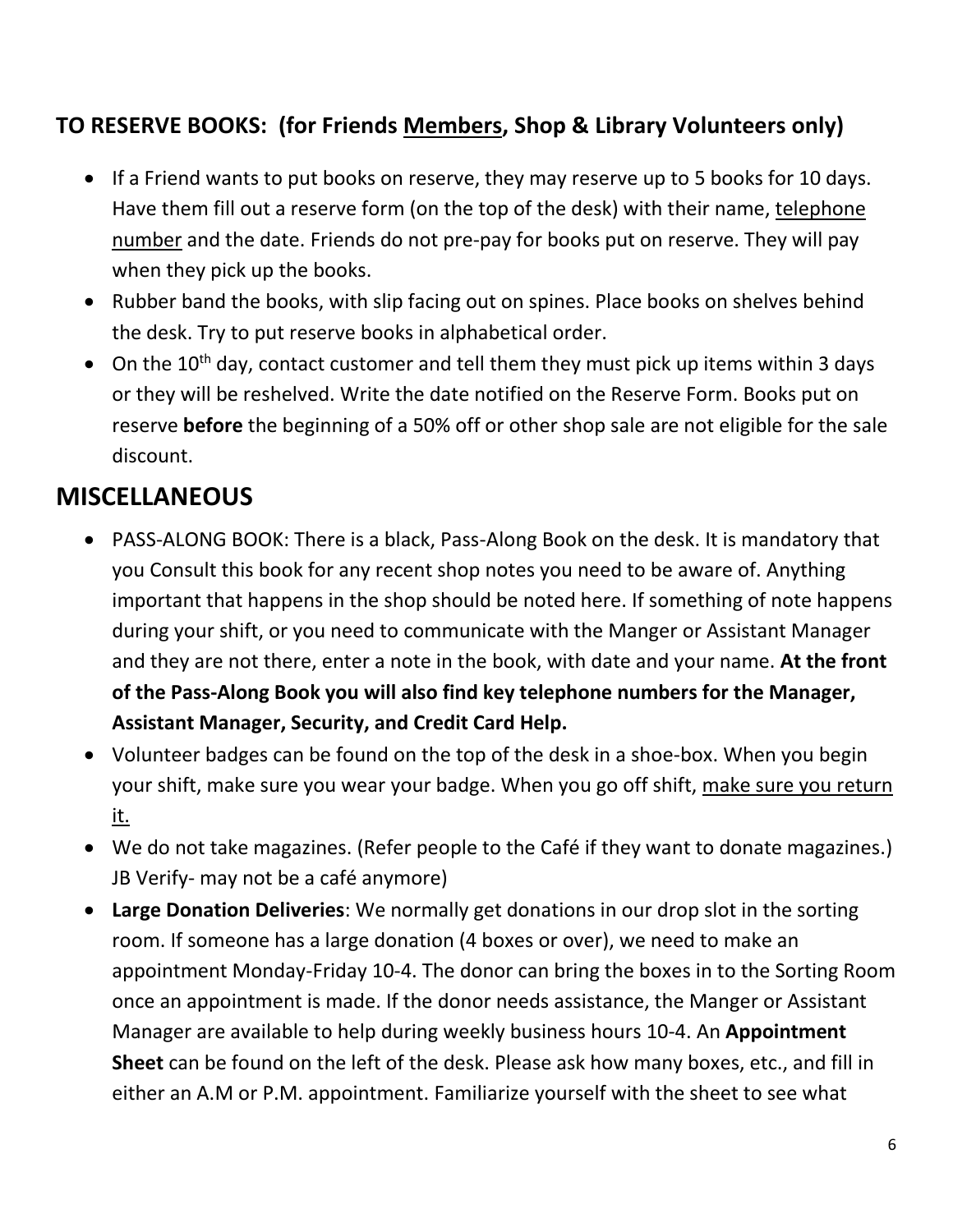### **TO RESERVE BOOKS: (for Friends <u>Members</u>, Shop & Library Volunteers only)**

- If a Friend wants to put books on reserve, they may reserve up to 5 books for 10 days. Have them fill out a reserve form (on the top of the desk) with their name, <u>telephone number</u> and the date. Friends do not pre-pay for books put on reserve. They will pay when they pick up the books.
- Rubber band the books, with slip facing out on spines. Place books on shelves behind the desk. Try to put reserve books in alphabetical order.
- On the 10th day, contact customer and tell them they must pick up items within 3 days or they will be reshelved. Write the date notified on the Reserve Form. Books put on reserve **before** the beginning of a 50% off or other shop sale are not eligible for the sale discount.

## **MISCELLANEOUS**

- PASS-ALONG BOOK: There is a black, Pass-Along Book on the desk. It is mandatory that you Consult this book for any recent shop notes you need to be aware of. Anything important that happens in the shop should be noted here. If something of note happens during your shift, or you need to communicate with the Manger or Assistant Manager and they are not there, enter a note in the book, with date and your name. **At the front of the Pass-Along Book you will also find key telephone numbers for the Manager, Assistant Manager, Security, and Credit Card Help.**
- Volunteer badges can be found on the top of the desk in a shoe-box. When you begin your shift, make sure you wear your badge. When you go off shift, <u>make sure you return it.</u>
- We do not take magazines. (Refer people to the Café if they want to donate magazines.) JB Verify- may not be a café anymore)
- **Large Donation Deliveries**: We normally get donations in our drop slot in the sorting room. If someone has a large donation (4 boxes or over), we need to make an appointment Monday-Friday 10-4. The donor can bring the boxes in to the Sorting Room once an appointment is made. If the donor needs assistance, the Manger or Assistant Manager are available to help during weekly business hours 10-4. An **Appointment Sheet** can be found on the left of the desk. Please ask how many boxes, etc., and fill in either an A.M or P.M. appointment. Familiarize yourself with the sheet to see what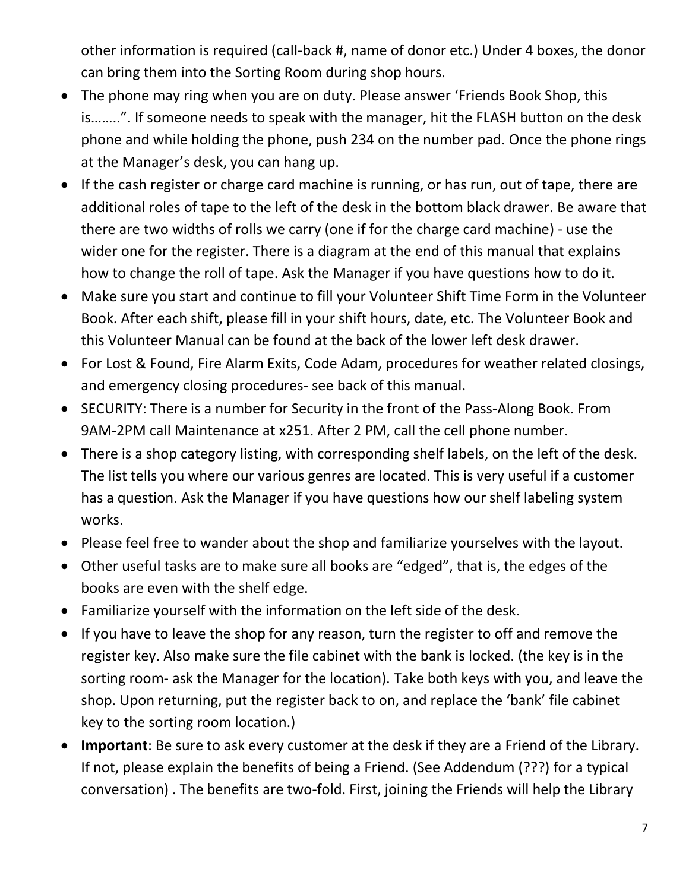other information is required (call-back #, name of donor etc.) Under 4 boxes, the donor can bring them into the Sorting Room during shop hours.

- The phone may ring when you are on duty. Please answer 'Friends Book Shop, this is……..". If someone needs to speak with the manager, hit the FLASH button on the desk phone and while holding the phone, push 234 on the number pad. Once the phone rings at the Manager's desk, you can hang up.
- If the cash register or charge card machine is running, or has run, out of tape, there are additional roles of tape to the left of the desk in the bottom black drawer. Be aware that there are two widths of rolls we carry (one if for the charge card machine) - use the wider one for the register. There is a diagram at the end of this manual that explains how to change the roll of tape. Ask the Manager if you have questions how to do it.
- Make sure you start and continue to fill your Volunteer Shift Time Form in the Volunteer Book. After each shift, please fill in your shift hours, date, etc. The Volunteer Book and this Volunteer Manual can be found at the back of the lower left desk drawer.
- For Lost & Found, Fire Alarm Exits, Code Adam, procedures for weather related closings, and emergency closing procedures- see back of this manual.
- SECURITY: There is a number for Security in the front of the Pass-Along Book. From 9AM-2PM call Maintenance at x251. After 2 PM, call the cell phone number.
- There is a shop category listing, with corresponding shelf labels, on the left of the desk. The list tells you where our various genres are located. This is very useful if a customer has a question. Ask the Manager if you have questions how our shelf labeling system works.
- Please feel free to wander about the shop and familiarize yourselves with the layout.
- Other useful tasks are to make sure all books are "edged", that is, the edges of the books are even with the shelf edge.
- Familiarize yourself with the information on the left side of the desk.
- If you have to leave the shop for any reason, turn the register to off and remove the register key. Also make sure the file cabinet with the bank is locked. (the key is in the sorting room- ask the Manager for the location). Take both keys with you, and leave the shop. Upon returning, put the register back to on, and replace the 'bank' file cabinet key to the sorting room location.)
- **Important**: Be sure to ask every customer at the desk if they are a Friend of the Library. If not, please explain the benefits of being a Friend. (See Addendum (???) for a typical conversation) . The benefits are two-fold. First, joining the Friends will help the Library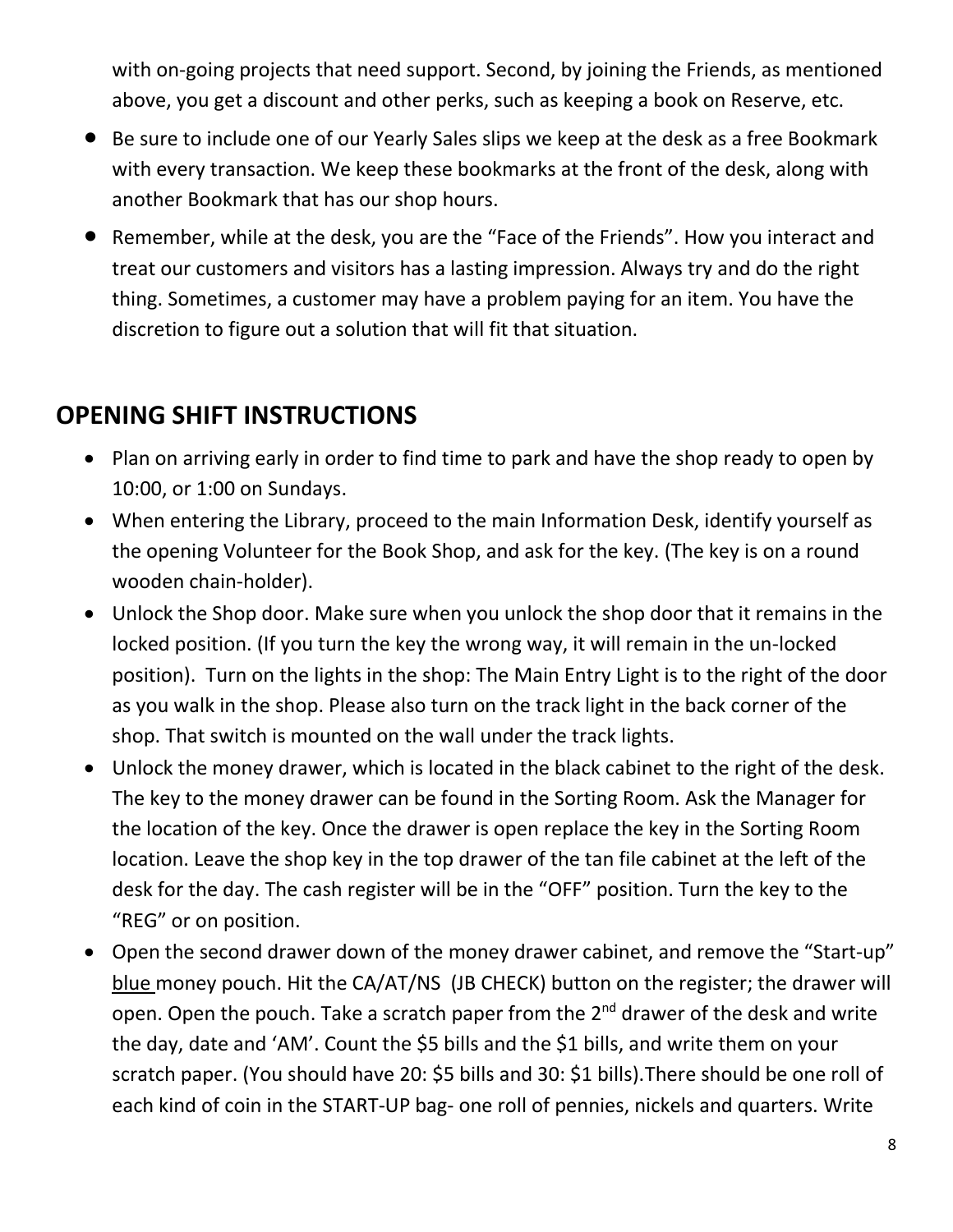with on-going projects that need support. Second, by joining the Friends, as mentioned above, you get a discount and other perks, such as keeping a book on Reserve, etc.

- Be sure to include one of our Yearly Sales slips we keep at the desk as a free Bookmark with every transaction. We keep these bookmarks at the front of the desk, along with another Bookmark that has our shop hours.
- Remember, while at the desk, you are the "Face of the Friends". How you interact and treat our customers and visitors has a lasting impression. Always try and do the right thing. Sometimes, a customer may have a problem paying for an item. You have the discretion to figure out a solution that will fit that situation.

## OPENING SHIFT INSTRUCTIONS

- Plan on arriving early in order to find time to park and have the shop ready to open by 10:00, or 1:00 on Sundays.
- When entering the Library, proceed to the main Information Desk, identify yourself as the opening Volunteer for the Book Shop, and ask for the key. (The key is on a round wooden chain-holder).
- Unlock the Shop door. Make sure when you unlock the shop door that it remains in the locked position. (If you turn the key the wrong way, it will remain in the un-locked position). Turn on the lights in the shop: The Main Entry Light is to the right of the door as you walk in the shop. Please also turn on the track light in the back corner of the shop. That switch is mounted on the wall under the track lights.
- Unlock the money drawer, which is located in the black cabinet to the right of the desk. The key to the money drawer can be found in the Sorting Room. Ask the Manager for the location of the key. Once the drawer is open replace the key in the Sorting Room location. Leave the shop key in the top drawer of the tan file cabinet at the left of the desk for the day. The cash register will be in the "OFF" position. Turn the key to the "REG" or on position.
- Open the second drawer down of the money drawer cabinet, and remove the "Start-up" blue money pouch. Hit the CA/AT/NS (JB CHECK) button on the register; the drawer will open. Open the pouch. Take a scratch paper from the 2nd drawer of the desk and write the day, date and 'AM'. Count the $5 bills and the $1 bills, and write them on your scratch paper. (You should have 20: $5 bills and 30: $1 bills).There should be one roll of each kind of coin in the START-UP bag- one roll of pennies, nickels and quarters. Write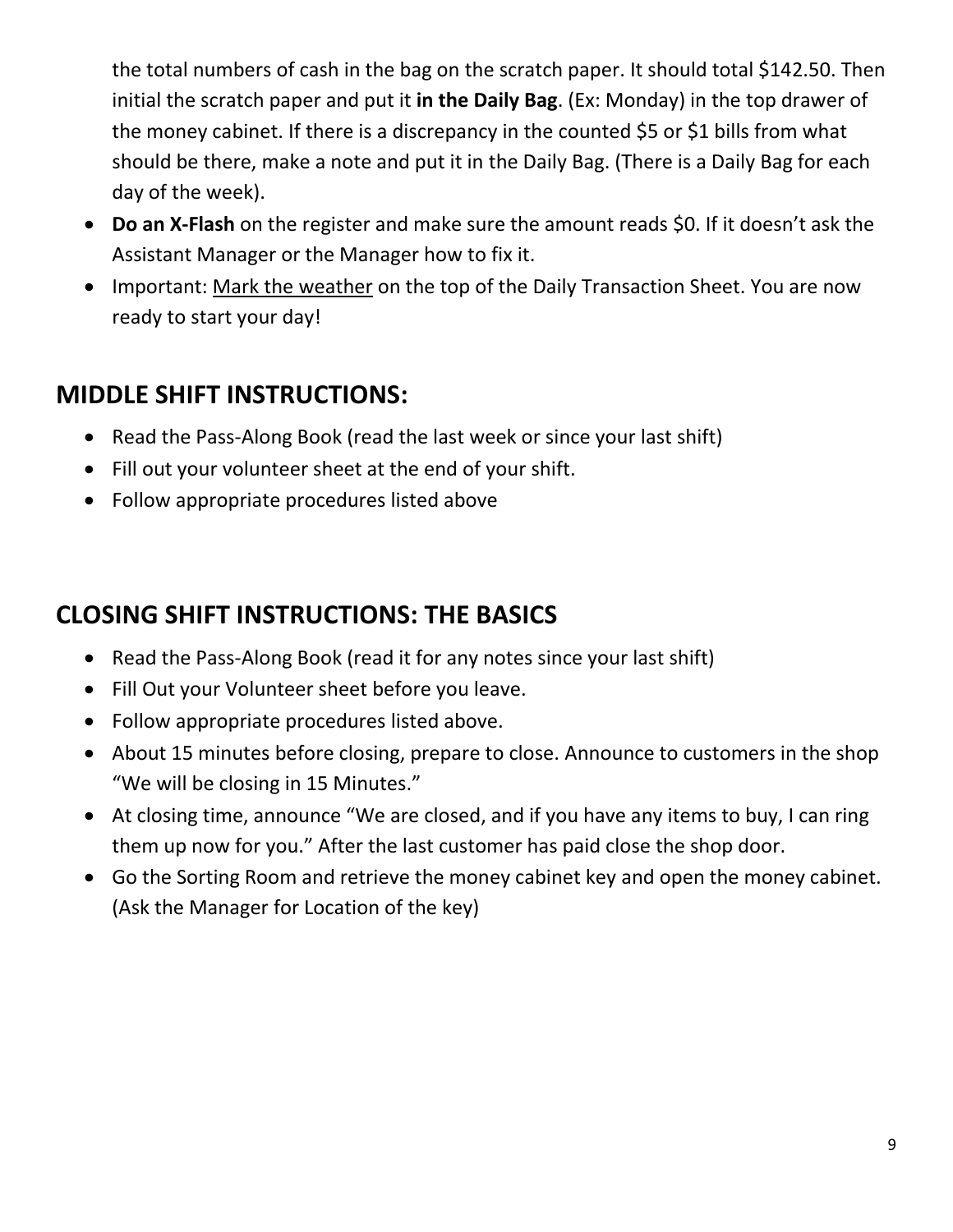the total numbers of cash in the bag on the scratch paper. It should total $142.50. Then initial the scratch paper and put it **in the Daily Bag**. (Ex: Monday) in the top drawer of the money cabinet. If there is a discrepancy in the counted $5 or $1 bills from what should be there, make a note and put it in the Daily Bag. (There is a Daily Bag for each day of the week).

- **Do an X-Flash** on the register and make sure the amount reads $0. If it doesn't ask the Assistant Manager or the Manager how to fix it.
- Important: <u>Mark the weather</u> on the top of the Daily Transaction Sheet. You are now ready to start your day!

## MIDDLE SHIFT INSTRUCTIONS:

- Read the Pass-Along Book (read the last week or since your last shift)
- Fill out your volunteer sheet at the end of your shift.
- Follow appropriate procedures listed above

## CLOSING SHIFT INSTRUCTIONS: THE BASICS

- Read the Pass-Along Book (read it for any notes since your last shift)
- Fill Out your Volunteer sheet before you leave.
- Follow appropriate procedures listed above.
- About 15 minutes before closing, prepare to close. Announce to customers in the shop "We will be closing in 15 Minutes."
- At closing time, announce "We are closed, and if you have any items to buy, I can ring them up now for you." After the last customer has paid close the shop door.
- Go the Sorting Room and retrieve the money cabinet key and open the money cabinet. (Ask the Manager for Location of the key)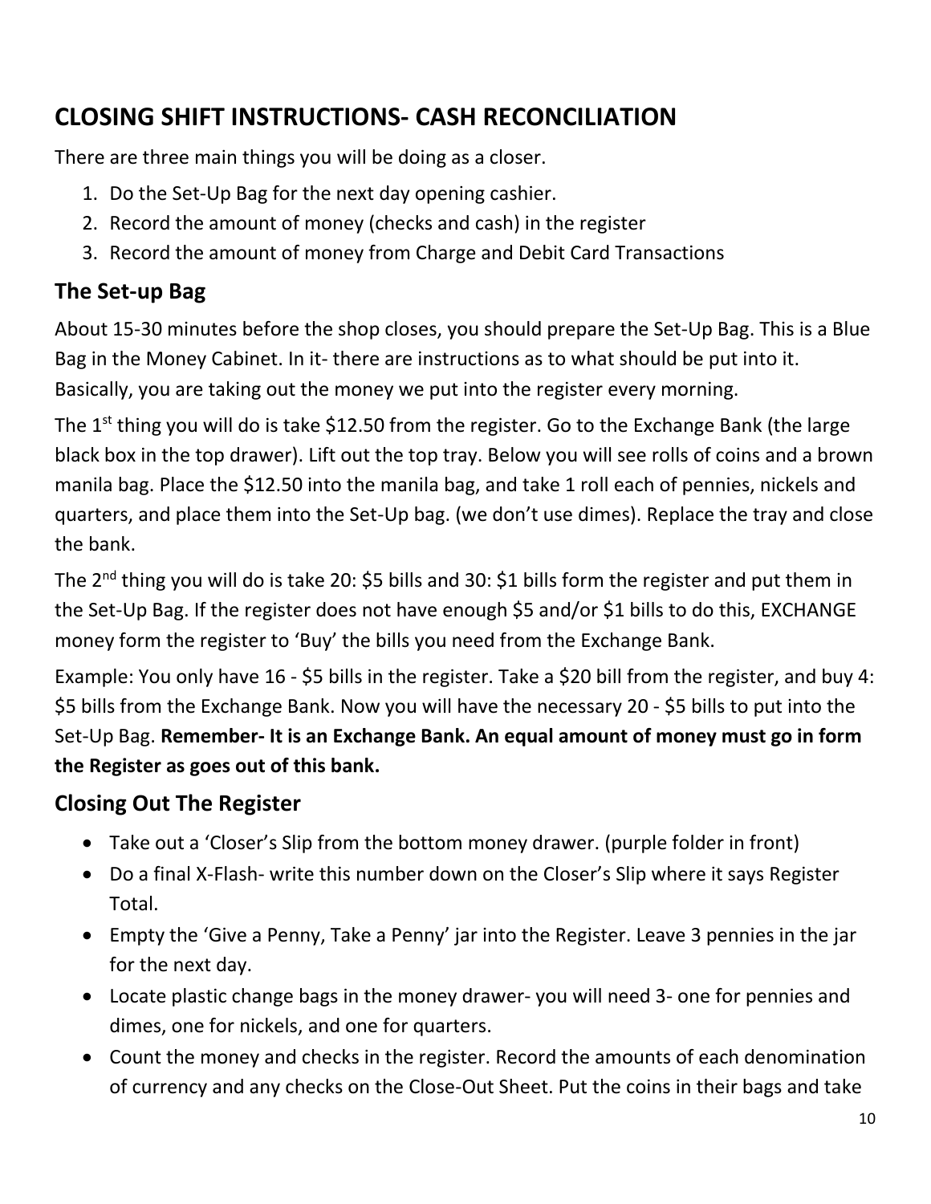## CLOSING SHIFT INSTRUCTIONS- CASH RECONCILIATION

There are three main things you will be doing as a closer.

1. Do the Set-Up Bag for the next day opening cashier.
2. Record the amount of money (checks and cash) in the register
3. Record the amount of money from Charge and Debit Card Transactions

### The Set-up Bag

About 15-30 minutes before the shop closes, you should prepare the Set-Up Bag. This is a Blue Bag in the Money Cabinet. In it- there are instructions as to what should be put into it. Basically, you are taking out the money we put into the register every morning.

The 1st thing you will do is take $12.50 from the register. Go to the Exchange Bank (the large black box in the top drawer). Lift out the top tray. Below you will see rolls of coins and a brown manila bag. Place the $12.50 into the manila bag, and take 1 roll each of pennies, nickels and quarters, and place them into the Set-Up bag. (we don't use dimes). Replace the tray and close the bank.

The 2nd thing you will do is take 20: $5 bills and 30: $1 bills form the register and put them in the Set-Up Bag. If the register does not have enough $5 and/or $1 bills to do this, EXCHANGE money form the register to 'Buy' the bills you need from the Exchange Bank.

Example: You only have 16 - $5 bills in the register. Take a $20 bill from the register, and buy 4: $5 bills from the Exchange Bank. Now you will have the necessary 20 - $5 bills to put into the Set-Up Bag. **Remember- It is an Exchange Bank. An equal amount of money must go in form the Register as goes out of this bank.**

### Closing Out The Register

- Take out a 'Closer's Slip from the bottom money drawer. (purple folder in front)
- Do a final X-Flash- write this number down on the Closer's Slip where it says Register Total.
- Empty the 'Give a Penny, Take a Penny' jar into the Register. Leave 3 pennies in the jar for the next day.
- Locate plastic change bags in the money drawer- you will need 3- one for pennies and dimes, one for nickels, and one for quarters.
- Count the money and checks in the register. Record the amounts of each denomination of currency and any checks on the Close-Out Sheet. Put the coins in their bags and take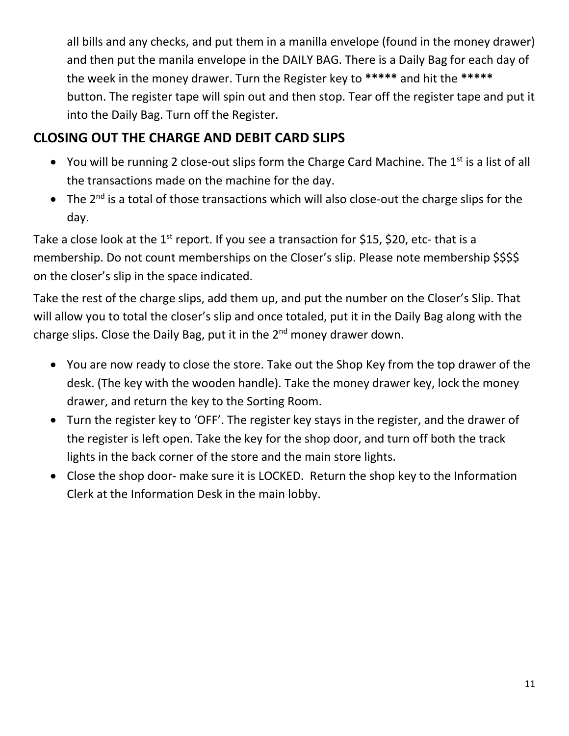all bills and any checks, and put them in a manilla envelope (found in the money drawer) and then put the manila envelope in the DAILY BAG. There is a Daily Bag for each day of the week in the money drawer. Turn the Register key to ***** and hit the ***** button. The register tape will spin out and then stop. Tear off the register tape and put it into the Daily Bag. Turn off the Register.

## CLOSING OUT THE CHARGE AND DEBIT CARD SLIPS

- You will be running 2 close-out slips form the Charge Card Machine. The 1st is a list of all the transactions made on the machine for the day.
- The 2nd is a total of those transactions which will also close-out the charge slips for the day.

Take a close look at the 1st report. If you see a transaction for $15, $20, etc- that is a membership. Do not count memberships on the Closer's slip. Please note membership $$$$ on the closer's slip in the space indicated.

Take the rest of the charge slips, add them up, and put the number on the Closer's Slip. That will allow you to total the closer's slip and once totaled, put it in the Daily Bag along with the charge slips. Close the Daily Bag, put it in the 2nd money drawer down.

- You are now ready to close the store. Take out the Shop Key from the top drawer of the desk. (The key with the wooden handle). Take the money drawer key, lock the money drawer, and return the key to the Sorting Room.
- Turn the register key to 'OFF'. The register key stays in the register, and the drawer of the register is left open. Take the key for the shop door, and turn off both the track lights in the back corner of the store and the main store lights.
- Close the shop door- make sure it is LOCKED. Return the shop key to the Information Clerk at the Information Desk in the main lobby.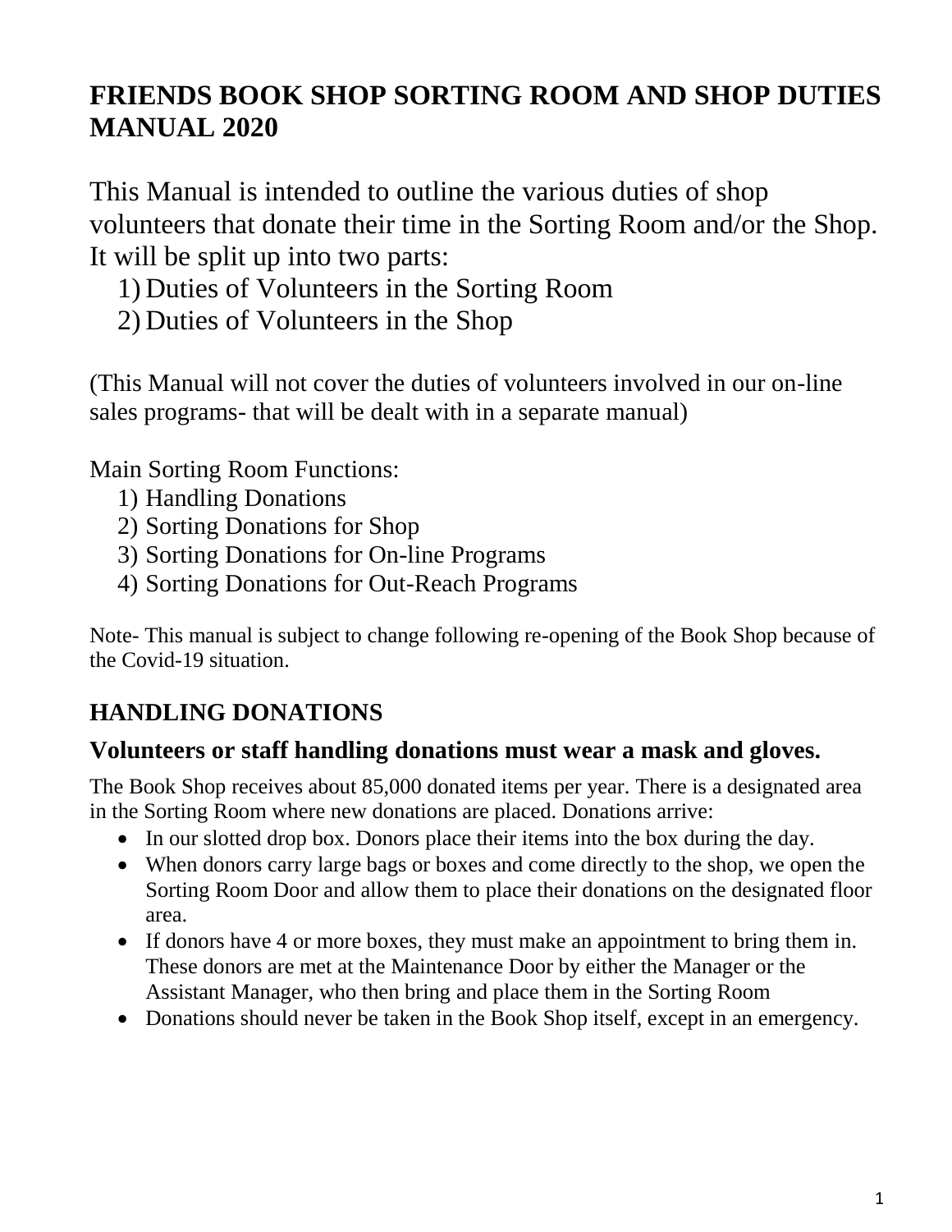# FRIENDS BOOK SHOP SORTING ROOM AND SHOP DUTIES MANUAL 2020

This Manual is intended to outline the various duties of shop volunteers that donate their time in the Sorting Room and/or the Shop. It will be split up into two parts:

1) Duties of Volunteers in the Sorting Room
2) Duties of Volunteers in the Shop

(This Manual will not cover the duties of volunteers involved in our on-line sales programs- that will be dealt with in a separate manual)

Main Sorting Room Functions:

1) Handling Donations
2) Sorting Donations for Shop
3) Sorting Donations for On-line Programs
4) Sorting Donations for Out-Reach Programs

Note- This manual is subject to change following re-opening of the Book Shop because of the Covid-19 situation.

## HANDLING DONATIONS

### Volunteers or staff handling donations must wear a mask and gloves.

The Book Shop receives about 85,000 donated items per year. There is a designated area in the Sorting Room where new donations are placed. Donations arrive:

- In our slotted drop box. Donors place their items into the box during the day.
- When donors carry large bags or boxes and come directly to the shop, we open the Sorting Room Door and allow them to place their donations on the designated floor area.
- If donors have 4 or more boxes, they must make an appointment to bring them in. These donors are met at the Maintenance Door by either the Manager or the Assistant Manager, who then bring and place them in the Sorting Room
- Donations should never be taken in the Book Shop itself, except in an emergency.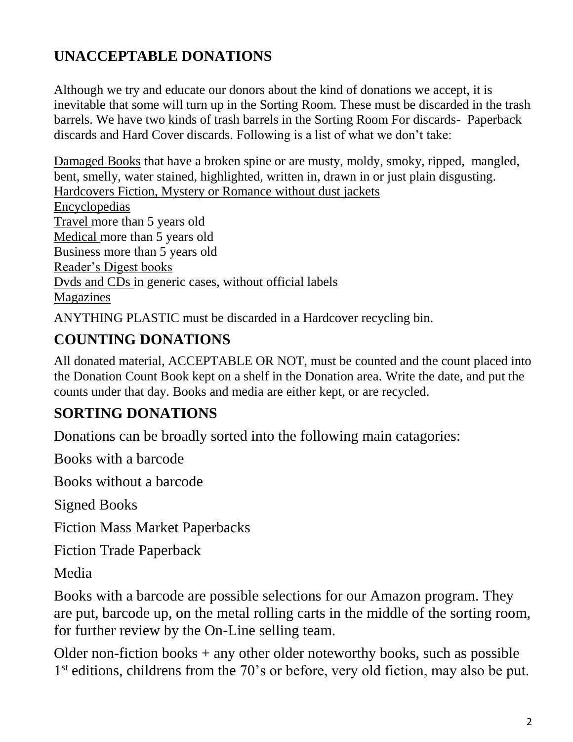## UNACCEPTABLE DONATIONS

Although we try and educate our donors about the kind of donations we accept, it is inevitable that some will turn up in the Sorting Room. These must be discarded in the trash barrels. We have two kinds of trash barrels in the Sorting Room For discards- Paperback discards and Hard Cover discards. Following is a list of what we don't take:

<u>Damaged Books</u> that have a broken spine or are musty, moldy, smoky, ripped, mangled, bent, smelly, water stained, highlighted, written in, drawn in or just plain disgusting.
<u>Hardcovers Fiction, Mystery or Romance without dust jackets</u>
<u>Encyclopedias</u>
<u>Travel</u> more than 5 years old
<u>Medical</u> more than 5 years old
<u>Business</u> more than 5 years old
<u>Reader's Digest books</u>
<u>Dvds and CDs</u> in generic cases, without official labels
<u>Magazines</u>

ANYTHING PLASTIC must be discarded in a Hardcover recycling bin.

## COUNTING DONATIONS

All donated material, ACCEPTABLE OR NOT, must be counted and the count placed into the Donation Count Book kept on a shelf in the Donation area. Write the date, and put the counts under that day. Books and media are either kept, or are recycled.

## SORTING DONATIONS

Donations can be broadly sorted into the following main catagories:

Books with a barcode

Books without a barcode

Signed Books

Fiction Mass Market Paperbacks

Fiction Trade Paperback

Media

Books with a barcode are possible selections for our Amazon program. They are put, barcode up, on the metal rolling carts in the middle of the sorting room, for further review by the On-Line selling team.

Older non-fiction books + any other older noteworthy books, such as possible 1st editions, childrens from the 70's or before, very old fiction, may also be put.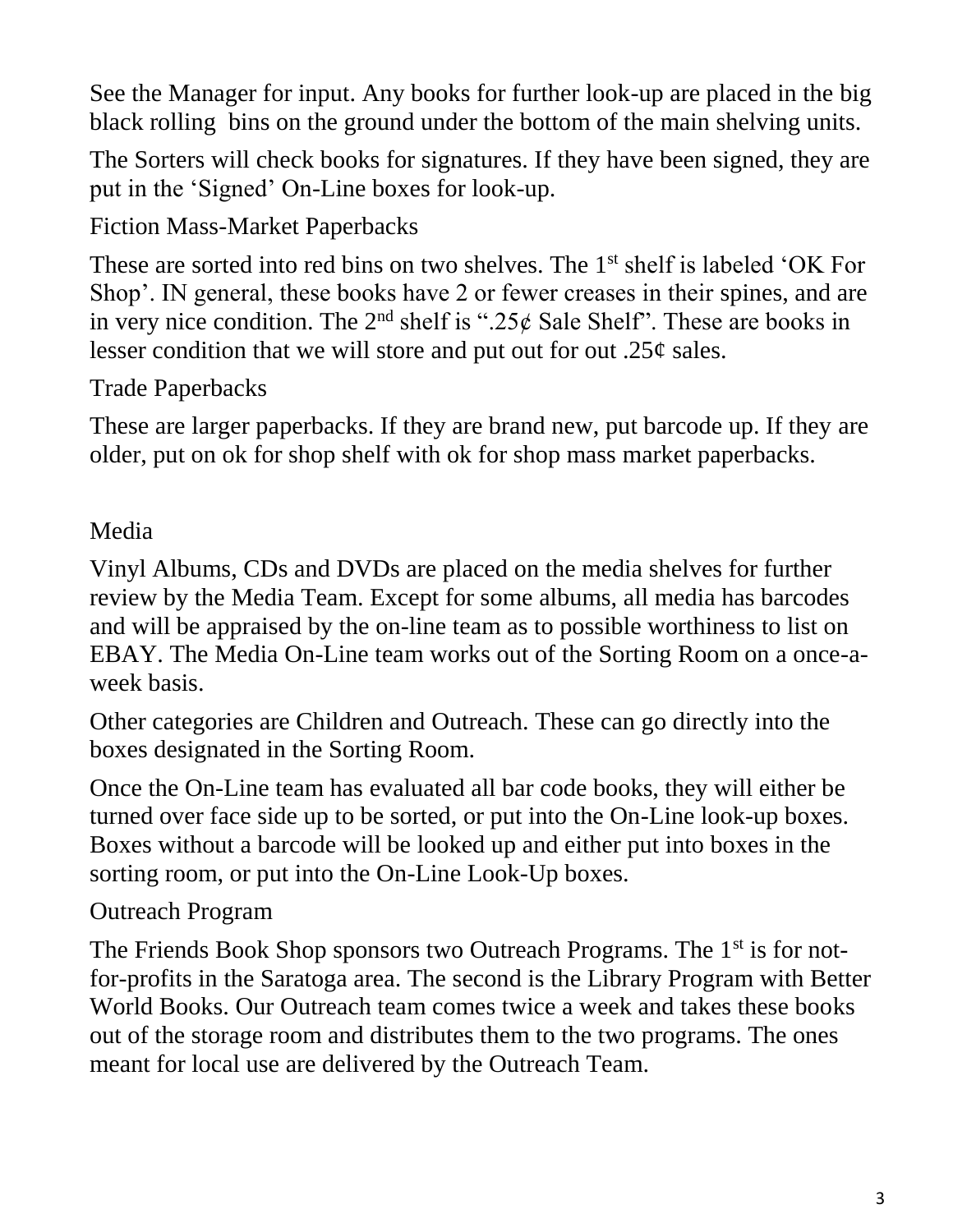See the Manager for input. Any books for further look-up are placed in the big black rolling  bins on the ground under the bottom of the main shelving units.

The Sorters will check books for signatures. If they have been signed, they are put in the 'Signed' On-Line boxes for look-up.

## Fiction Mass-Market Paperbacks

These are sorted into red bins on two shelves. The 1st shelf is labeled 'OK For Shop'. IN general, these books have 2 or fewer creases in their spines, and are in very nice condition. The 2nd shelf is ".25¢ Sale Shelf". These are books in lesser condition that we will store and put out for out .25¢ sales.

## Trade Paperbacks

These are larger paperbacks. If they are brand new, put barcode up. If they are older, put on ok for shop shelf with ok for shop mass market paperbacks.

## Media

Vinyl Albums, CDs and DVDs are placed on the media shelves for further review by the Media Team. Except for some albums, all media has barcodes and will be appraised by the on-line team as to possible worthiness to list on EBAY. The Media On-Line team works out of the Sorting Room on a once-a-week basis.

Other categories are Children and Outreach. These can go directly into the boxes designated in the Sorting Room.

Once the On-Line team has evaluated all bar code books, they will either be turned over face side up to be sorted, or put into the On-Line look-up boxes. Boxes without a barcode will be looked up and either put into boxes in the sorting room, or put into the On-Line Look-Up boxes.

## Outreach Program

The Friends Book Shop sponsors two Outreach Programs. The 1st is for not-for-profits in the Saratoga area. The second is the Library Program with Better World Books. Our Outreach team comes twice a week and takes these books out of the storage room and distributes them to the two programs. The ones meant for local use are delivered by the Outreach Team.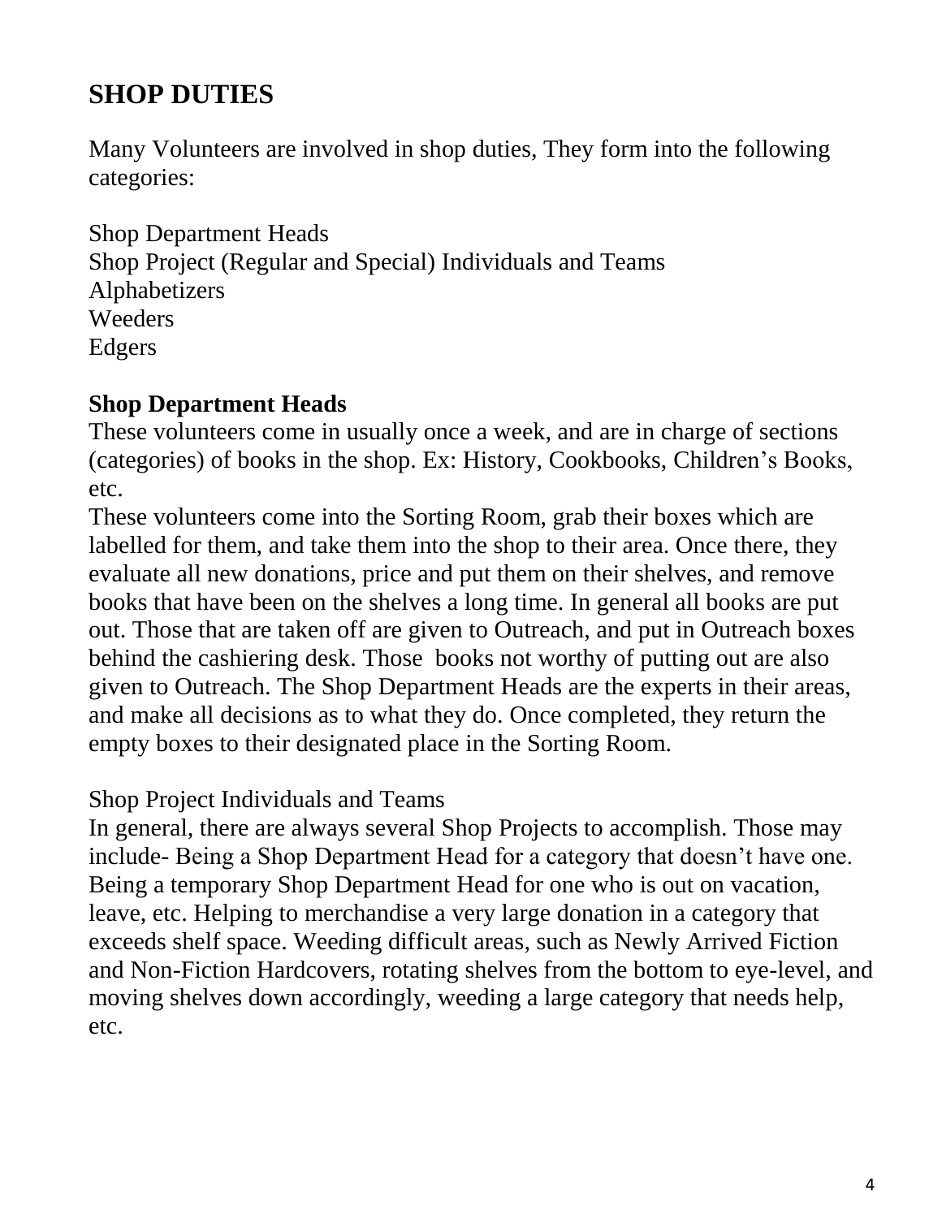## SHOP DUTIES

Many Volunteers are involved in shop duties, They form into the following categories:

Shop Department Heads
Shop Project (Regular and Special) Individuals and Teams
Alphabetizers
Weeders
Edgers

### Shop Department Heads

These volunteers come in usually once a week, and are in charge of sections (categories) of books in the shop. Ex: History, Cookbooks, Children's Books, etc.
These volunteers come into the Sorting Room, grab their boxes which are labelled for them, and take them into the shop to their area. Once there, they evaluate all new donations, price and put them on their shelves, and remove books that have been on the shelves a long time. In general all books are put out. Those that are taken off are given to Outreach, and put in Outreach boxes behind the cashiering desk. Those books not worthy of putting out are also given to Outreach. The Shop Department Heads are the experts in their areas, and make all decisions as to what they do. Once completed, they return the empty boxes to their designated place in the Sorting Room.

Shop Project Individuals and Teams
In general, there are always several Shop Projects to accomplish. Those may include- Being a Shop Department Head for a category that doesn't have one. Being a temporary Shop Department Head for one who is out on vacation, leave, etc. Helping to merchandise a very large donation in a category that exceeds shelf space. Weeding difficult areas, such as Newly Arrived Fiction and Non-Fiction Hardcovers, rotating shelves from the bottom to eye-level, and moving shelves down accordingly, weeding a large category that needs help, etc.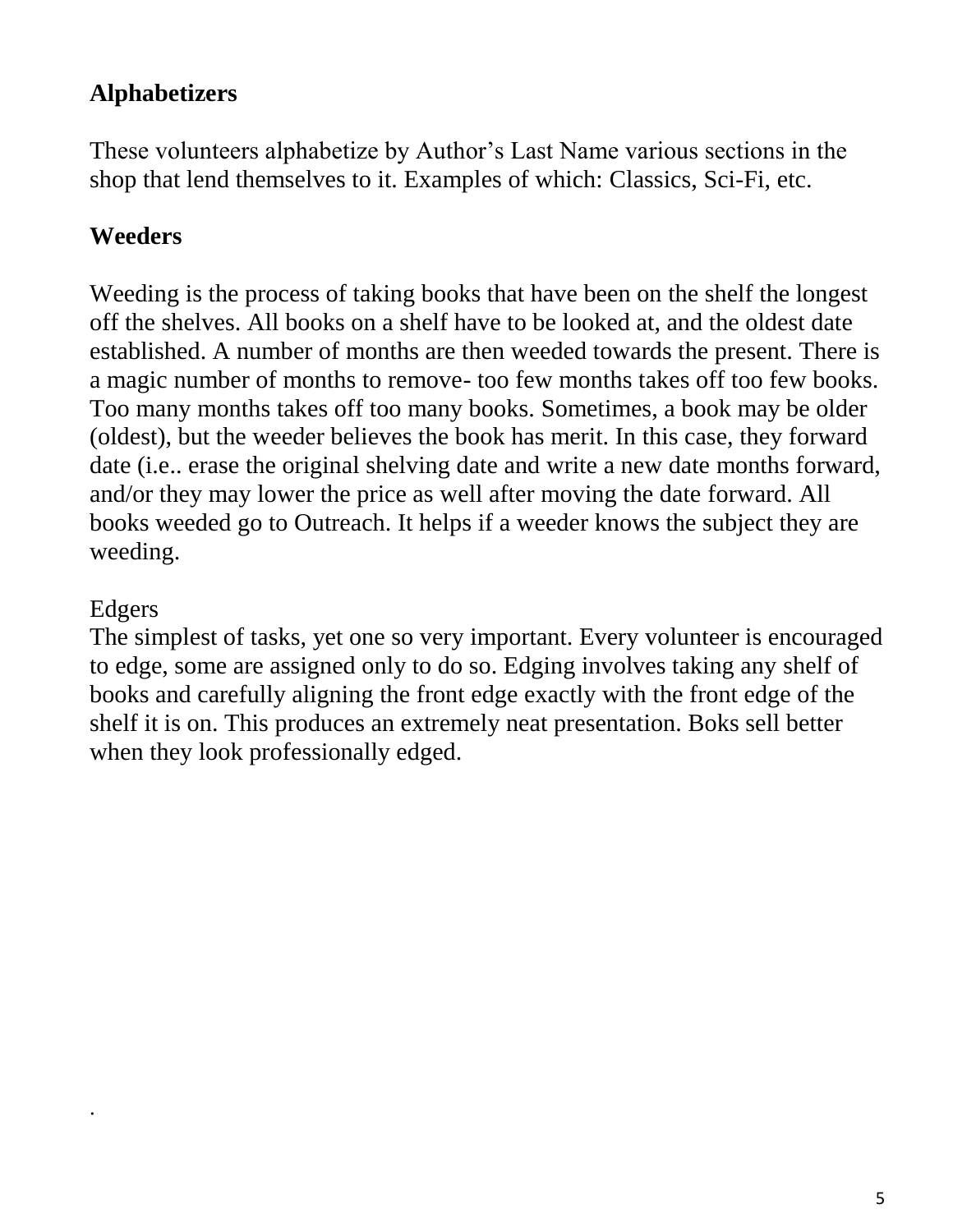**Alphabetizers**

These volunteers alphabetize by Author's Last Name various sections in the shop that lend themselves to it. Examples of which: Classics, Sci-Fi, etc.

**Weeders**

Weeding is the process of taking books that have been on the shelf the longest off the shelves. All books on a shelf have to be looked at, and the oldest date established. A number of months are then weeded towards the present. There is a magic number of months to remove- too few months takes off too few books. Too many months takes off too many books. Sometimes, a book may be older (oldest), but the weeder believes the book has merit. In this case, they forward date (i.e.. erase the original shelving date and write a new date months forward, and/or they may lower the price as well after moving the date forward. All books weeded go to Outreach. It helps if a weeder knows the subject they are weeding.

Edgers

The simplest of tasks, yet one so very important. Every volunteer is encouraged to edge, some are assigned only to do so. Edging involves taking any shelf of books and carefully aligning the front edge exactly with the front edge of the shelf it is on. This produces an extremely neat presentation. Boks sell better when they look professionally edged.

.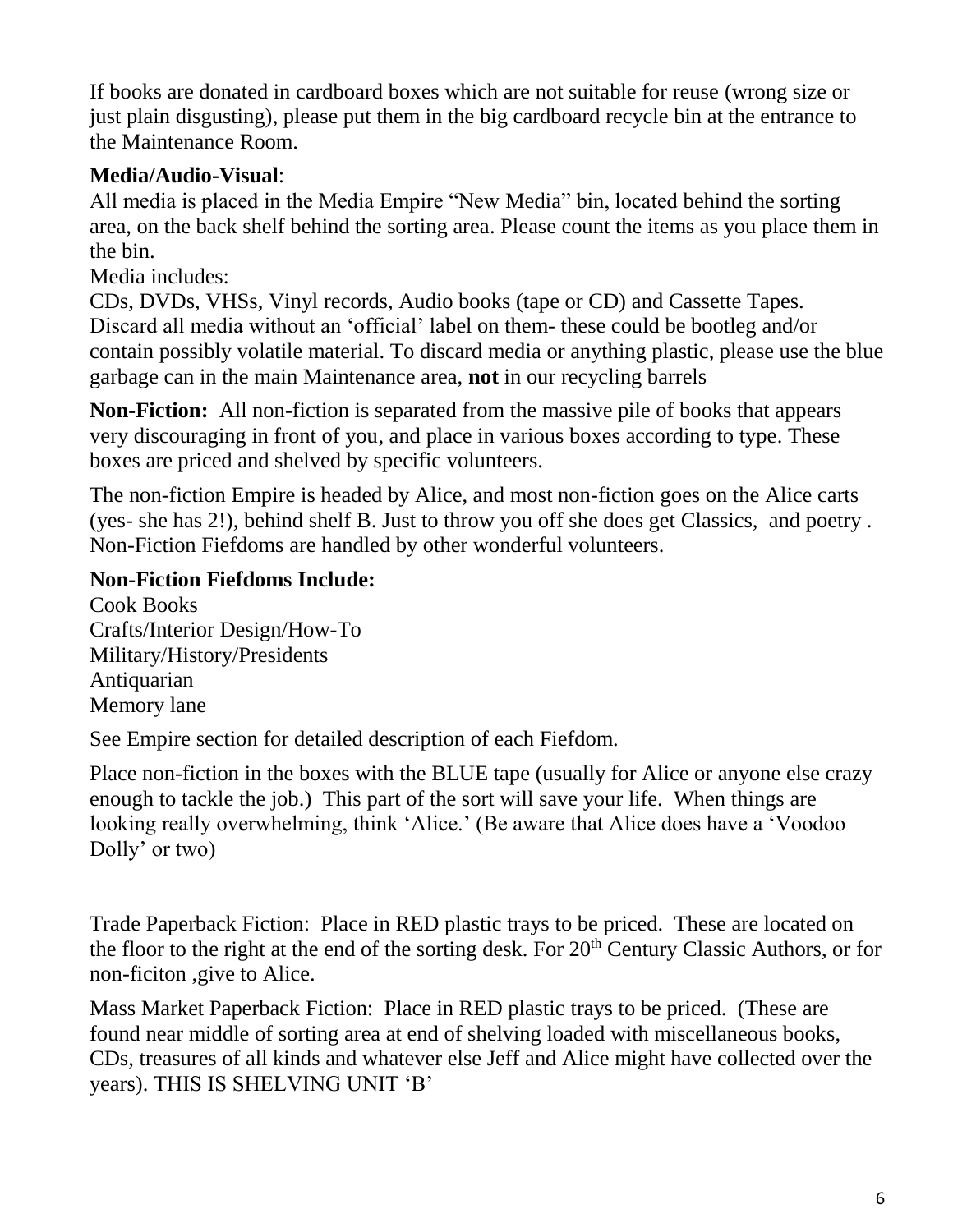If books are donated in cardboard boxes which are not suitable for reuse (wrong size or just plain disgusting), please put them in the big cardboard recycle bin at the entrance to the Maintenance Room.

**Media/Audio-Visual**:

All media is placed in the Media Empire "New Media" bin, located behind the sorting area, on the back shelf behind the sorting area. Please count the items as you place them in the bin.

Media includes:

CDs, DVDs, VHSs, Vinyl records, Audio books (tape or CD) and Cassette Tapes. Discard all media without an 'official' label on them- these could be bootleg and/or contain possibly volatile material. To discard media or anything plastic, please use the blue garbage can in the main Maintenance area, **not** in our recycling barrels

**Non-Fiction:** All non-fiction is separated from the massive pile of books that appears very discouraging in front of you, and place in various boxes according to type. These boxes are priced and shelved by specific volunteers.

The non-fiction Empire is headed by Alice, and most non-fiction goes on the Alice carts (yes- she has 2!), behind shelf B. Just to throw you off she does get Classics, and poetry . Non-Fiction Fiefdoms are handled by other wonderful volunteers.

**Non-Fiction Fiefdoms Include:**

Cook Books
Crafts/Interior Design/How-To
Military/History/Presidents
Antiquarian
Memory lane

See Empire section for detailed description of each Fiefdom.

Place non-fiction in the boxes with the BLUE tape (usually for Alice or anyone else crazy enough to tackle the job.) This part of the sort will save your life. When things are looking really overwhelming, think 'Alice.' (Be aware that Alice does have a 'Voodoo Dolly' or two)

Trade Paperback Fiction: Place in RED plastic trays to be priced. These are located on the floor to the right at the end of the sorting desk. For 20th Century Classic Authors, or for non-ficiton ,give to Alice.

Mass Market Paperback Fiction: Place in RED plastic trays to be priced. (These are found near middle of sorting area at end of shelving loaded with miscellaneous books, CDs, treasures of all kinds and whatever else Jeff and Alice might have collected over the years). THIS IS SHELVING UNIT 'B'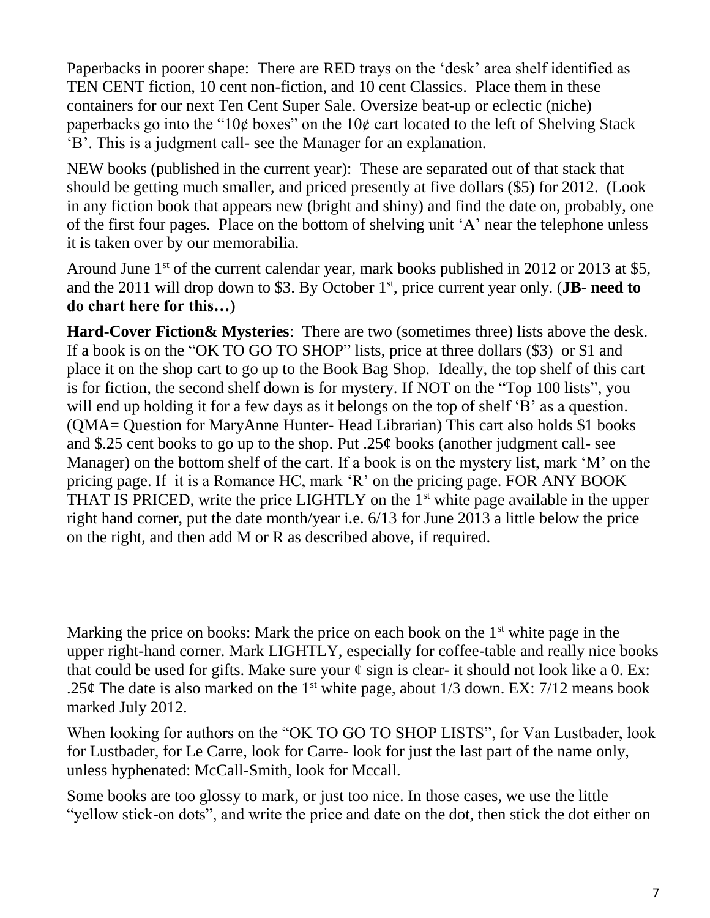Paperbacks in poorer shape: There are RED trays on the 'desk' area shelf identified as TEN CENT fiction, 10 cent non-fiction, and 10 cent Classics. Place them in these containers for our next Ten Cent Super Sale. Oversize beat-up or eclectic (niche) paperbacks go into the "10¢ boxes" on the 10¢ cart located to the left of Shelving Stack 'B'. This is a judgment call- see the Manager for an explanation.

NEW books (published in the current year): These are separated out of that stack that should be getting much smaller, and priced presently at five dollars ($5) for 2012. (Look in any fiction book that appears new (bright and shiny) and find the date on, probably, one of the first four pages. Place on the bottom of shelving unit 'A' near the telephone unless it is taken over by our memorabilia.

Around June 1st of the current calendar year, mark books published in 2012 or 2013 at $5, and the 2011 will drop down to $3. By October 1st, price current year only. (**JB- need to do chart here for this…)**

**Hard-Cover Fiction& Mysteries**: There are two (sometimes three) lists above the desk. If a book is on the "OK TO GO TO SHOP" lists, price at three dollars ($3) or $1 and place it on the shop cart to go up to the Book Bag Shop. Ideally, the top shelf of this cart is for fiction, the second shelf down is for mystery. If NOT on the "Top 100 lists", you will end up holding it for a few days as it belongs on the top of shelf 'B' as a question. (QMA= Question for MaryAnne Hunter- Head Librarian) This cart also holds $1 books and $.25 cent books to go up to the shop. Put .25¢ books (another judgment call- see Manager) on the bottom shelf of the cart. If a book is on the mystery list, mark 'M' on the pricing page. If it is a Romance HC, mark 'R' on the pricing page. FOR ANY BOOK THAT IS PRICED, write the price LIGHTLY on the 1st white page available in the upper right hand corner, put the date month/year i.e. 6/13 for June 2013 a little below the price on the right, and then add M or R as described above, if required.

Marking the price on books: Mark the price on each book on the 1st white page in the upper right-hand corner. Mark LIGHTLY, especially for coffee-table and really nice books that could be used for gifts. Make sure your ¢ sign is clear- it should not look like a 0. Ex: .25¢ The date is also marked on the 1st white page, about 1/3 down. EX: 7/12 means book marked July 2012.

When looking for authors on the "OK TO GO TO SHOP LISTS", for Van Lustbader, look for Lustbader, for Le Carre, look for Carre- look for just the last part of the name only, unless hyphenated: McCall-Smith, look for Mccall.

Some books are too glossy to mark, or just too nice. In those cases, we use the little "yellow stick-on dots", and write the price and date on the dot, then stick the dot either on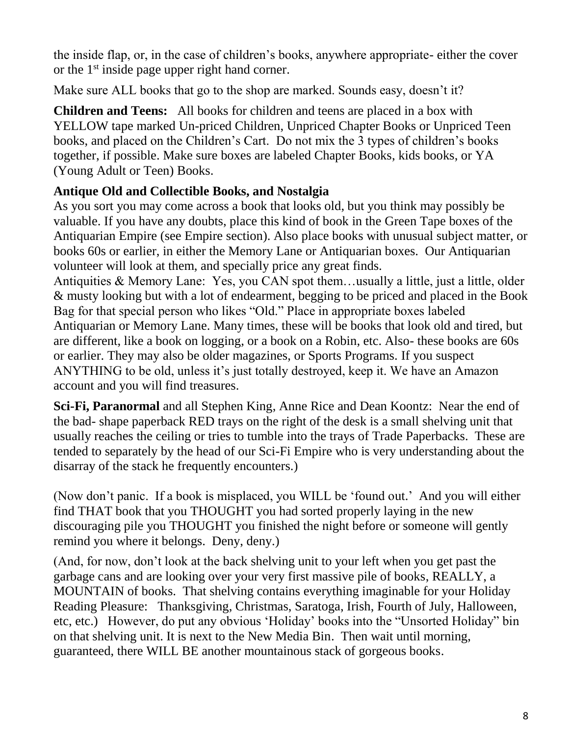the inside flap, or, in the case of children's books, anywhere appropriate- either the cover or the 1st inside page upper right hand corner.

Make sure ALL books that go to the shop are marked. Sounds easy, doesn't it?

**Children and Teens:** All books for children and teens are placed in a box with YELLOW tape marked Un-priced Children, Unpriced Chapter Books or Unpriced Teen books, and placed on the Children's Cart. Do not mix the 3 types of children's books together, if possible. Make sure boxes are labeled Chapter Books, kids books, or YA (Young Adult or Teen) Books.

**Antique Old and Collectible Books, and Nostalgia**

As you sort you may come across a book that looks old, but you think may possibly be valuable. If you have any doubts, place this kind of book in the Green Tape boxes of the Antiquarian Empire (see Empire section). Also place books with unusual subject matter, or books 60s or earlier, in either the Memory Lane or Antiquarian boxes. Our Antiquarian volunteer will look at them, and specially price any great finds.

Antiquities & Memory Lane: Yes, you CAN spot them…usually a little, just a little, older & musty looking but with a lot of endearment, begging to be priced and placed in the Book Bag for that special person who likes "Old." Place in appropriate boxes labeled Antiquarian or Memory Lane. Many times, these will be books that look old and tired, but are different, like a book on logging, or a book on a Robin, etc. Also- these books are 60s or earlier. They may also be older magazines, or Sports Programs. If you suspect ANYTHING to be old, unless it's just totally destroyed, keep it. We have an Amazon account and you will find treasures.

**Sci-Fi, Paranormal** and all Stephen King, Anne Rice and Dean Koontz: Near the end of the bad- shape paperback RED trays on the right of the desk is a small shelving unit that usually reaches the ceiling or tries to tumble into the trays of Trade Paperbacks. These are tended to separately by the head of our Sci-Fi Empire who is very understanding about the disarray of the stack he frequently encounters.)

(Now don't panic. If a book is misplaced, you WILL be 'found out.' And you will either find THAT book that you THOUGHT you had sorted properly laying in the new discouraging pile you THOUGHT you finished the night before or someone will gently remind you where it belongs. Deny, deny.)

(And, for now, don't look at the back shelving unit to your left when you get past the garbage cans and are looking over your very first massive pile of books, REALLY, a MOUNTAIN of books. That shelving contains everything imaginable for your Holiday Reading Pleasure: Thanksgiving, Christmas, Saratoga, Irish, Fourth of July, Halloween, etc, etc.) However, do put any obvious 'Holiday' books into the "Unsorted Holiday" bin on that shelving unit. It is next to the New Media Bin. Then wait until morning, guaranteed, there WILL BE another mountainous stack of gorgeous books.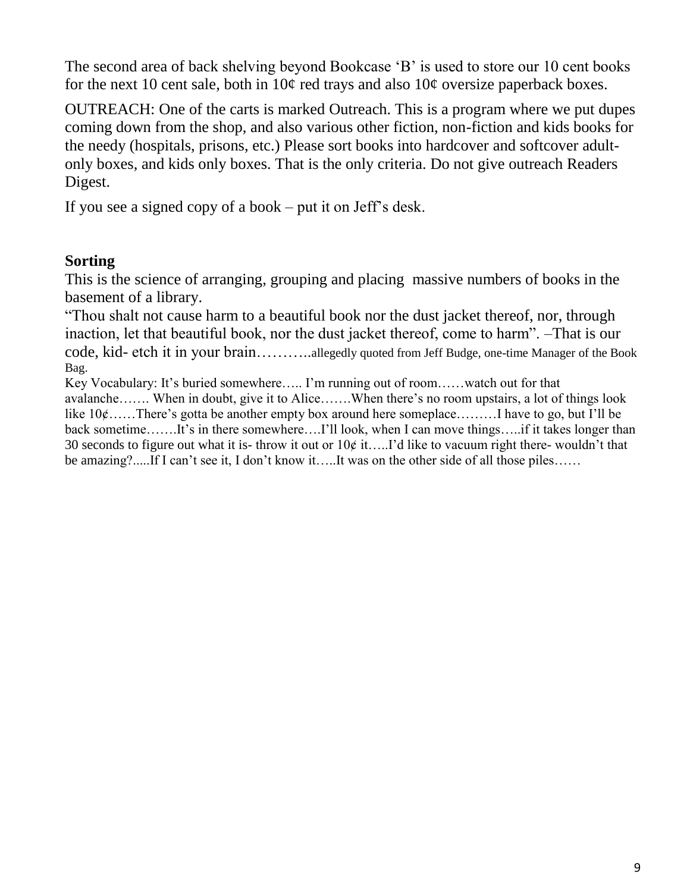The second area of back shelving beyond Bookcase 'B' is used to store our 10 cent books for the next 10 cent sale, both in 10¢ red trays and also 10¢ oversize paperback boxes.

OUTREACH: One of the carts is marked Outreach. This is a program where we put dupes coming down from the shop, and also various other fiction, non-fiction and kids books for the needy (hospitals, prisons, etc.) Please sort books into hardcover and softcover adult-only boxes, and kids only boxes. That is the only criteria. Do not give outreach Readers Digest.

If you see a signed copy of a book – put it on Jeff's desk.

### Sorting

This is the science of arranging, grouping and placing massive numbers of books in the basement of a library.

"Thou shalt not cause harm to a beautiful book nor the dust jacket thereof, nor, through inaction, let that beautiful book, nor the dust jacket thereof, come to harm". –That is our code, kid- etch it in your brain………..allegedly quoted from Jeff Budge, one-time Manager of the Book Bag.

Key Vocabulary: It's buried somewhere….. I'm running out of room……watch out for that avalanche……. When in doubt, give it to Alice…….When there's no room upstairs, a lot of things look like 10¢……There's gotta be another empty box around here someplace………I have to go, but I'll be back sometime…….It's in there somewhere….I'll look, when I can move things…..if it takes longer than 30 seconds to figure out what it is- throw it out or 10¢ it…..I'd like to vacuum right there- wouldn't that be amazing?.....If I can't see it, I don't know it…..It was on the other side of all those piles……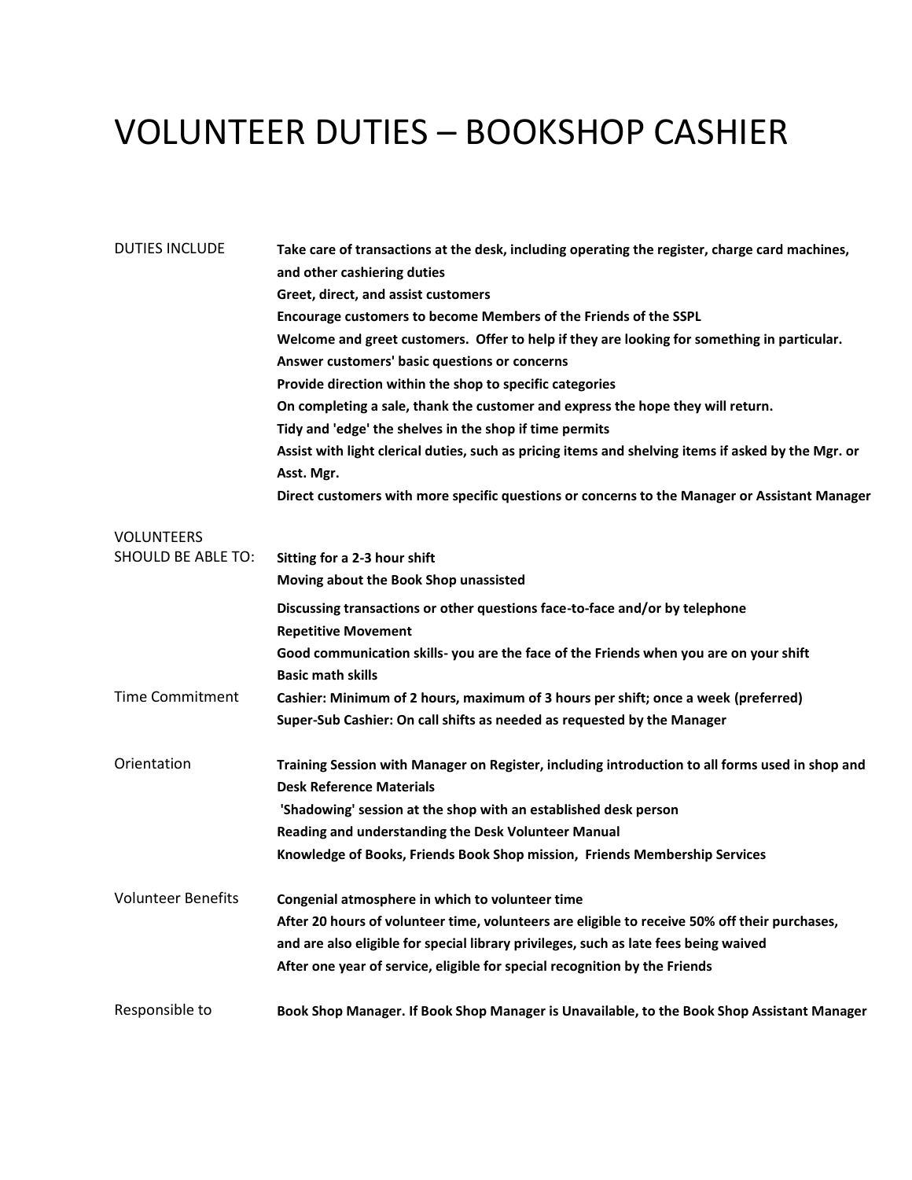# VOLUNTEER DUTIES – BOOKSHOP CASHIER

| | |
|---|---|
| DUTIES INCLUDE | **Take care of transactions at the desk, including operating the register, charge card machines, and other cashiering duties**<br>**Greet, direct, and assist customers**<br>**Encourage customers to become Members of the Friends of the SSPL**<br>**Welcome and greet customers. Offer to help if they are looking for something in particular.**<br>**Answer customers' basic questions or concerns**<br>**Provide direction within the shop to specific categories**<br>**On completing a sale, thank the customer and express the hope they will return.**<br>**Tidy and 'edge' the shelves in the shop if time permits**<br>**Assist with light clerical duties, such as pricing items and shelving items if asked by the Mgr. or Asst. Mgr.**<br>**Direct customers with more specific questions or concerns to the Manager or Assistant Manager** |
| VOLUNTEERS SHOULD BE ABLE TO: | **Sitting for a 2-3 hour shift**<br>**Moving about the Book Shop unassisted**<br>**Discussing transactions or other questions face-to-face and/or by telephone**<br>**Repetitive Movement**<br>**Good communication skills- you are the face of the Friends when you are on your shift**<br>**Basic math skills** |
| Time Commitment | **Cashier: Minimum of 2 hours, maximum of 3 hours per shift; once a week (preferred)**<br>**Super-Sub Cashier: On call shifts as needed as requested by the Manager** |
| Orientation | **Training Session with Manager on Register, including introduction to all forms used in shop and Desk Reference Materials**<br>**'Shadowing' session at the shop with an established desk person**<br>**Reading and understanding the Desk Volunteer Manual**<br>**Knowledge of Books, Friends Book Shop mission, Friends Membership Services** |
| Volunteer Benefits | **Congenial atmosphere in which to volunteer time**<br>**After 20 hours of volunteer time, volunteers are eligible to receive 50% off their purchases, and are also eligible for special library privileges, such as late fees being waived**<br>**After one year of service, eligible for special recognition by the Friends** |
| Responsible to | **Book Shop Manager. If Book Shop Manager is Unavailable, to the Book Shop Assistant Manager** |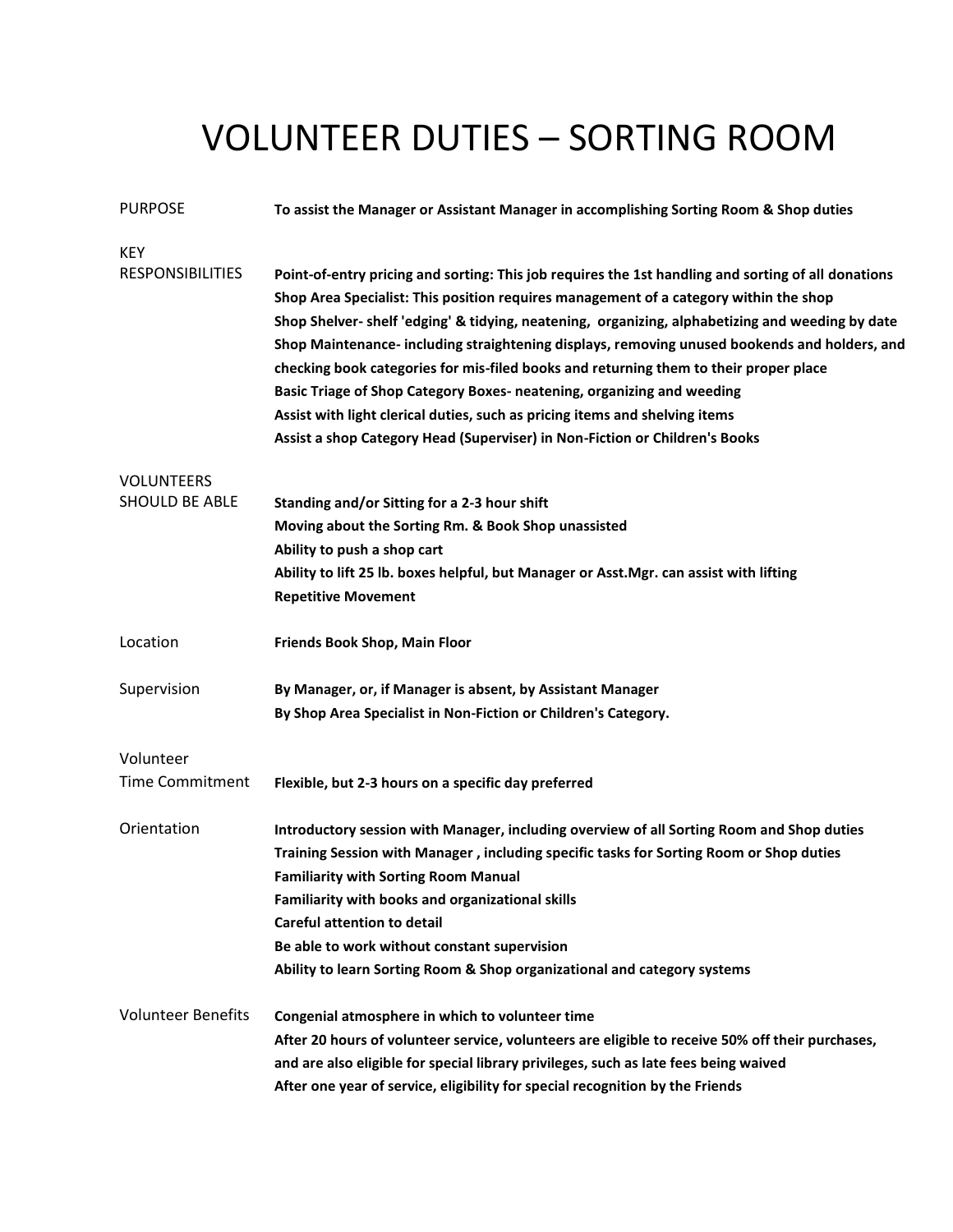# VOLUNTEER DUTIES – SORTING ROOM

| | |
|---|---|
| PURPOSE | **To assist the Manager or Assistant Manager in accomplishing Sorting Room & Shop duties** |
| KEY RESPONSIBILITIES | **Point-of-entry pricing and sorting: This job requires the 1st handling and sorting of all donations**<br>**Shop Area Specialist: This position requires management of a category within the shop**<br>**Shop Shelver- shelf 'edging' & tidying, neatening, organizing, alphabetizing and weeding by date**<br>**Shop Maintenance- including straightening displays, removing unused bookends and holders, and checking book categories for mis-filed books and returning them to their proper place**<br>**Basic Triage of Shop Category Boxes- neatening, organizing and weeding**<br>**Assist with light clerical duties, such as pricing items and shelving items**<br>**Assist a shop Category Head (Superviser) in Non-Fiction or Children's Books** |
| VOLUNTEERS SHOULD BE ABLE | **Standing and/or Sitting for a 2-3 hour shift**<br>**Moving about the Sorting Rm. & Book Shop unassisted**<br>**Ability to push a shop cart**<br>**Ability to lift 25 lb. boxes helpful, but Manager or Asst.Mgr. can assist with lifting**<br>**Repetitive Movement** |
| Location | **Friends Book Shop, Main Floor** |
| Supervision | **By Manager, or, if Manager is absent, by Assistant Manager**<br>**By Shop Area Specialist in Non-Fiction or Children's Category.** |
| Volunteer Time Commitment | **Flexible, but 2-3 hours on a specific day preferred** |
| Orientation | **Introductory session with Manager, including overview of all Sorting Room and Shop duties**<br>**Training Session with Manager , including specific tasks for Sorting Room or Shop duties**<br>**Familiarity with Sorting Room Manual**<br>**Familiarity with books and organizational skills**<br>**Careful attention to detail**<br>**Be able to work without constant supervision**<br>**Ability to learn Sorting Room & Shop organizational and category systems** |
| Volunteer Benefits | **Congenial atmosphere in which to volunteer time**<br>**After 20 hours of volunteer service, volunteers are eligible to receive 50% off their purchases, and are also eligible for special library privileges, such as late fees being waived**<br>**After one year of service, eligibility for special recognition by the Friends** |